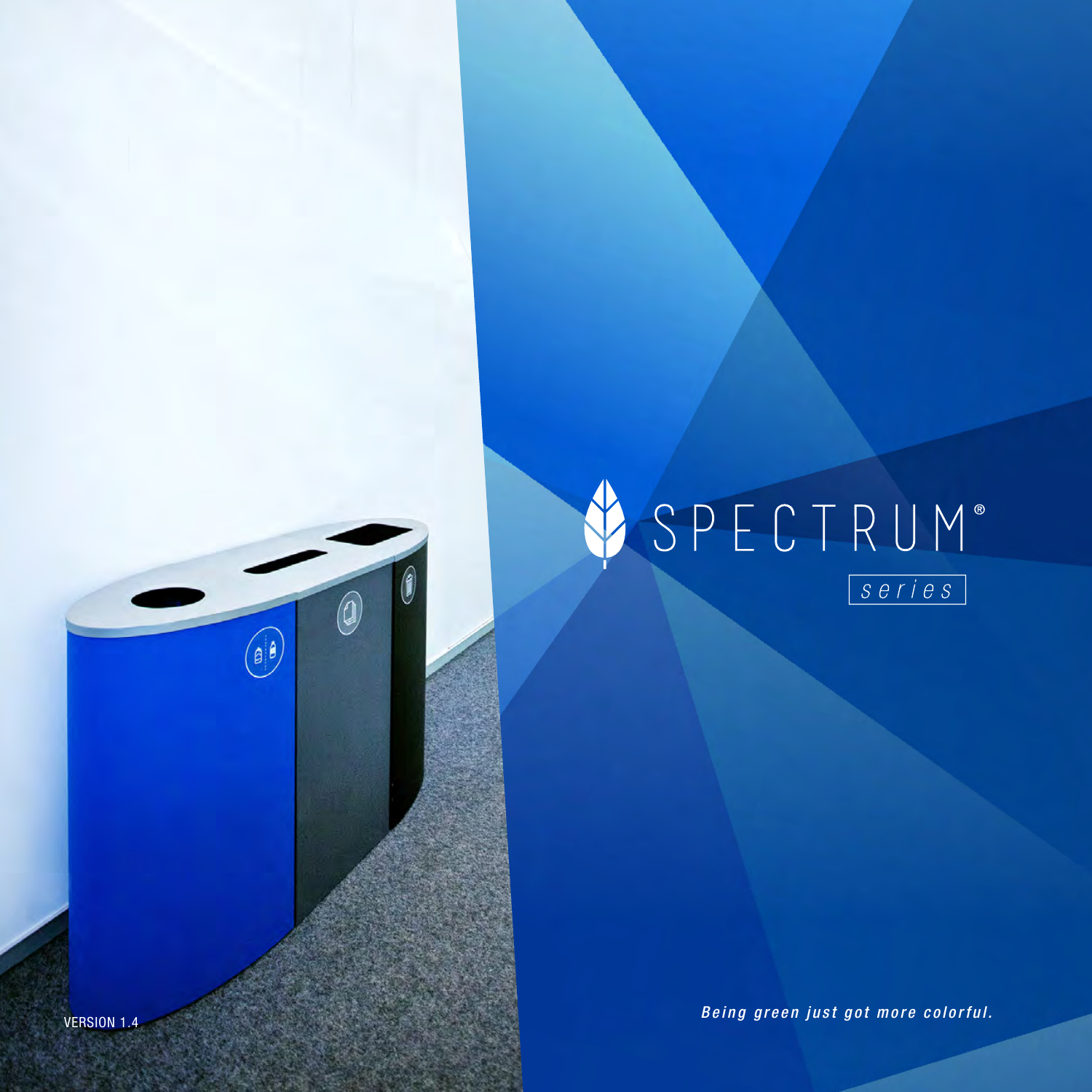# SPECTRUM®

series

*Being green just got more colorful.*

VERSION 1.4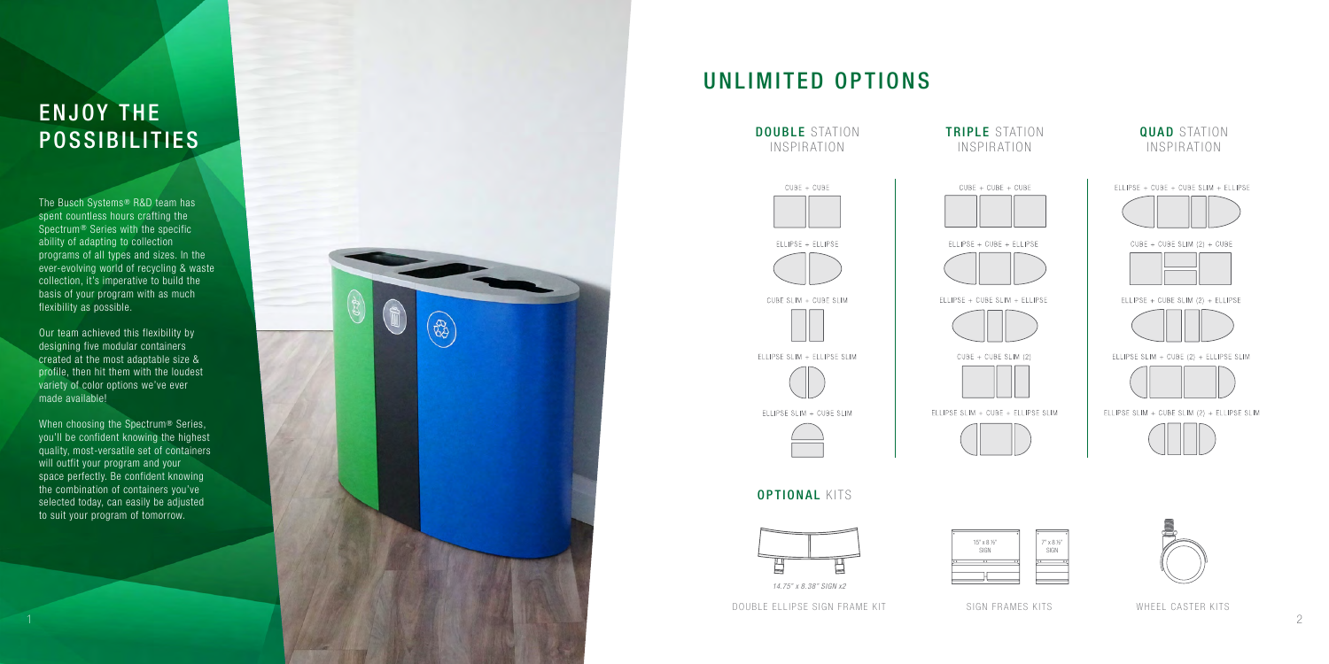## ENJOY THE POSSIBILITIES

The Busch Systems® R&D team has spent countless hours crafting the Spectrum® Series with the specific ability of adapting to collection programs of all types and sizes. In the ever-evolving world of recycling & waste collection, it's imperative to build the basis of your program with as much flexibility as possible.

Our team achieved this flexibility by designing five modular containers created at the most adaptable size & profile, then hit them with the loudest variety of color options we've ever made available!

When choosing the Spectrum® Series, you'll be confident knowing the highest quality, most-versatile set of containers will outfit your program and your space perfectly. Be confident knowing the combination of containers you've selected today, can easily be adjusted to suit your program of tomorrow.

## UNLIMITED OPTIONS

### DOUBLE STATION INSPIRATION

- CUBE + CUBE
- ELLIPSE + ELLIPSE
- CUBE SLIM + CUBE SLIM
- ELLIPSE SLIM + ELLIPSE SLIM
- ELLIPSE SLIM + CUBE SLIM

### TRIPLE STATION INSPIRATION

- CUBE + CUBE + CUBE
- ELLIPSE + CUBE + ELLIPSE
- ELLIPSE + CUBE SLIM + ELLIPSE
- CUBE + CUBE SLIM (2)
- ELLIPSE SLIM + CUBE + ELLIPSE SLIM

### QUAD STATION INSPIRATION

- ELLIPSE + CUBE + CUBE SLIM + ELLIPSE
- CUBE + CUBE SLIM (2) + CUBE
- ELLIPSE + CUBE SLIM (2) + ELLIPSE
- ELLIPSE SLIM + CUBE (2) + ELLIPSE SLIM
- ELLIPSE SLIM + CUBE SLIM (2) + ELLIPSE SLIM

### OPTIONAL KITS

*14.75" x 8.38" SIGN x2*

DOUBLE ELLIPSE SIGN FRAME KIT

15" x 8 ½" SIGN

7" x 8 ½" SIGN

SIGN FRAMES KITS

WHEEL CASTER KITS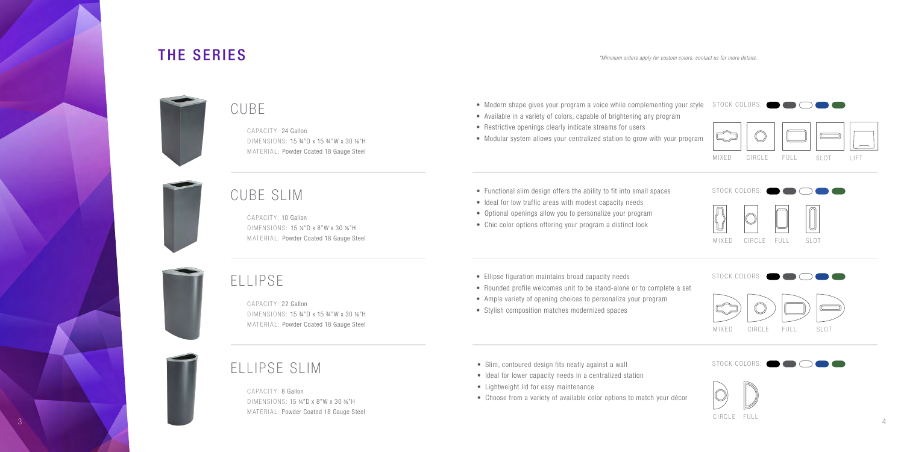# THE SERIES

*\*Minimum orders apply for custom colors, contact us for more details.*

## CUBE

CAPACITY: 24 Gallon
DIMENSIONS: 15 ¾"D x 15 ¾"W x 30 ⅜"H
MATERIAL: Powder Coated 18 Gauge Steel

- Modern shape gives your program a voice while complementing your style
- Available in a variety of colors, capable of brightening any program
- Restrictive openings clearly indicate streams for users
- Modular system allows your centralized station to grow with your program

STOCK COLORS:

MIXED CIRCLE FULL SLOT LIFT

## CUBE SLIM

CAPACITY: 10 Gallon
DIMENSIONS: 15 ¾"D x 8"W x 30 ⅜"H
MATERIAL: Powder Coated 18 Gauge Steel

- Functional slim design offers the ability to fit into small spaces
- Ideal for low traffic areas with modest capacity needs
- Optional openings allow you to personalize your program
- Chic color options offering your program a distinct look

STOCK COLORS:

MIXED CIRCLE FULL SLOT

## ELLIPSE

CAPACITY: 22 Gallon
DIMENSIONS: 15 ¾"D x 15 ¾"W x 30 ⅜"H
MATERIAL: Powder Coated 18 Gauge Steel

- Ellipse figuration maintains broad capacity needs
- Rounded profile welcomes unit to be stand-alone or to complete a set
- Ample variety of opening choices to personalize your program
- Stylish composition matches modernized spaces

STOCK COLORS:

MIXED CIRCLE FULL SLOT

## ELLIPSE SLIM

CAPACITY: 8 Gallon
DIMENSIONS: 15 ¾"D x 8"W x 30 ⅜"H
MATERIAL: Powder Coated 18 Gauge Steel

- Slim, contoured design fits neatly against a wall
- Ideal for lower capacity needs in a centralized station
- Lightweight lid for easy maintenance
- Choose from a variety of available color options to match your décor

STOCK COLORS:

CIRCLE FULL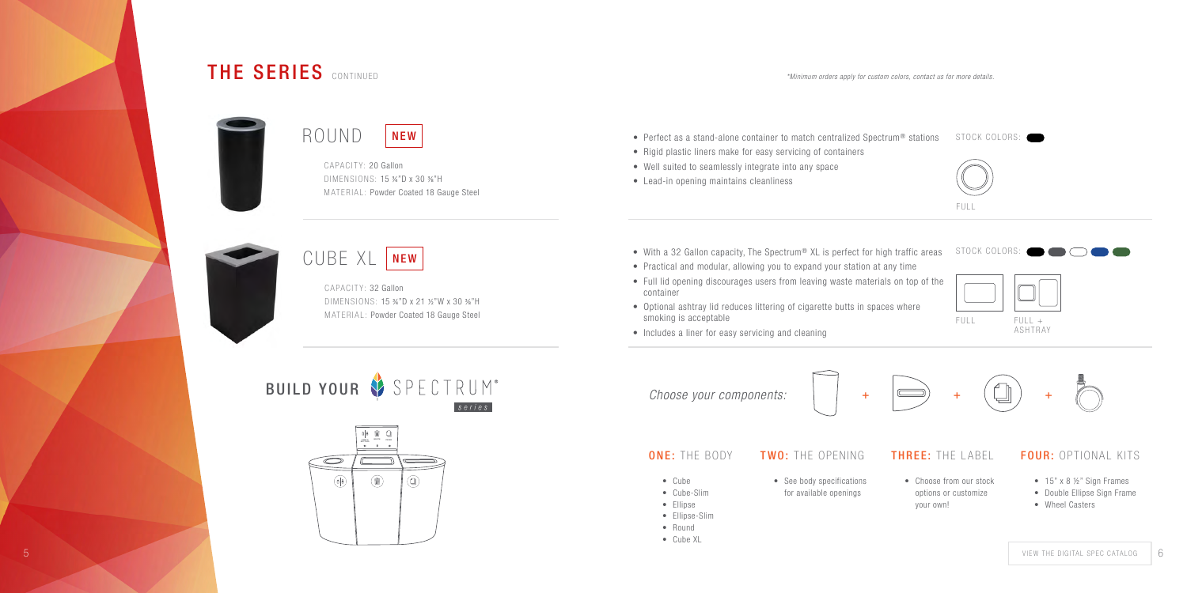## THE SERIES CONTINUED

*\*Minimum orders apply for custom colors, contact us for more details.*

### ROUND NEW

CAPACITY: 20 Gallon
DIMENSIONS: 15 ¾"D x 30 ⅜"H
MATERIAL: Powder Coated 18 Gauge Steel

- Perfect as a stand-alone container to match centralized Spectrum® stations
- Rigid plastic liners make for easy servicing of containers
- Well suited to seamlessly integrate into any space
- Lead-in opening maintains cleanliness

STOCK COLORS:

FULL

### CUBE XL NEW

CAPACITY: 32 Gallon
DIMENSIONS: 15 ¾"D x 21 ½"W x 30 ⅜"H
MATERIAL: Powder Coated 18 Gauge Steel

- With a 32 Gallon capacity, The Spectrum® XL is perfect for high traffic areas
- Practical and modular, allowing you to expand your station at any time
- Full lid opening discourages users from leaving waste materials on top of the container
- Optional ashtray lid reduces littering of cigarette butts in spaces where smoking is acceptable
- Includes a liner for easy servicing and cleaning

STOCK COLORS:

FULL | FULL + ASHTRAY

## BUILD YOUR SPECTRUM® series

*Choose your components:* + + +

**ONE:** THE BODY

- Cube
- Cube-Slim
- Ellipse
- Ellipse-Slim
- Round
- Cube XL

**TWO:** THE OPENING

- See body specifications for available openings

**THREE:** THE LABEL

- Choose from our stock options or customize your own!

**FOUR:** OPTIONAL KITS

- 15" x 8 ½" Sign Frames
- Double Ellipse Sign Frame
- Wheel Casters

VIEW THE DIGITAL SPEC CATALOG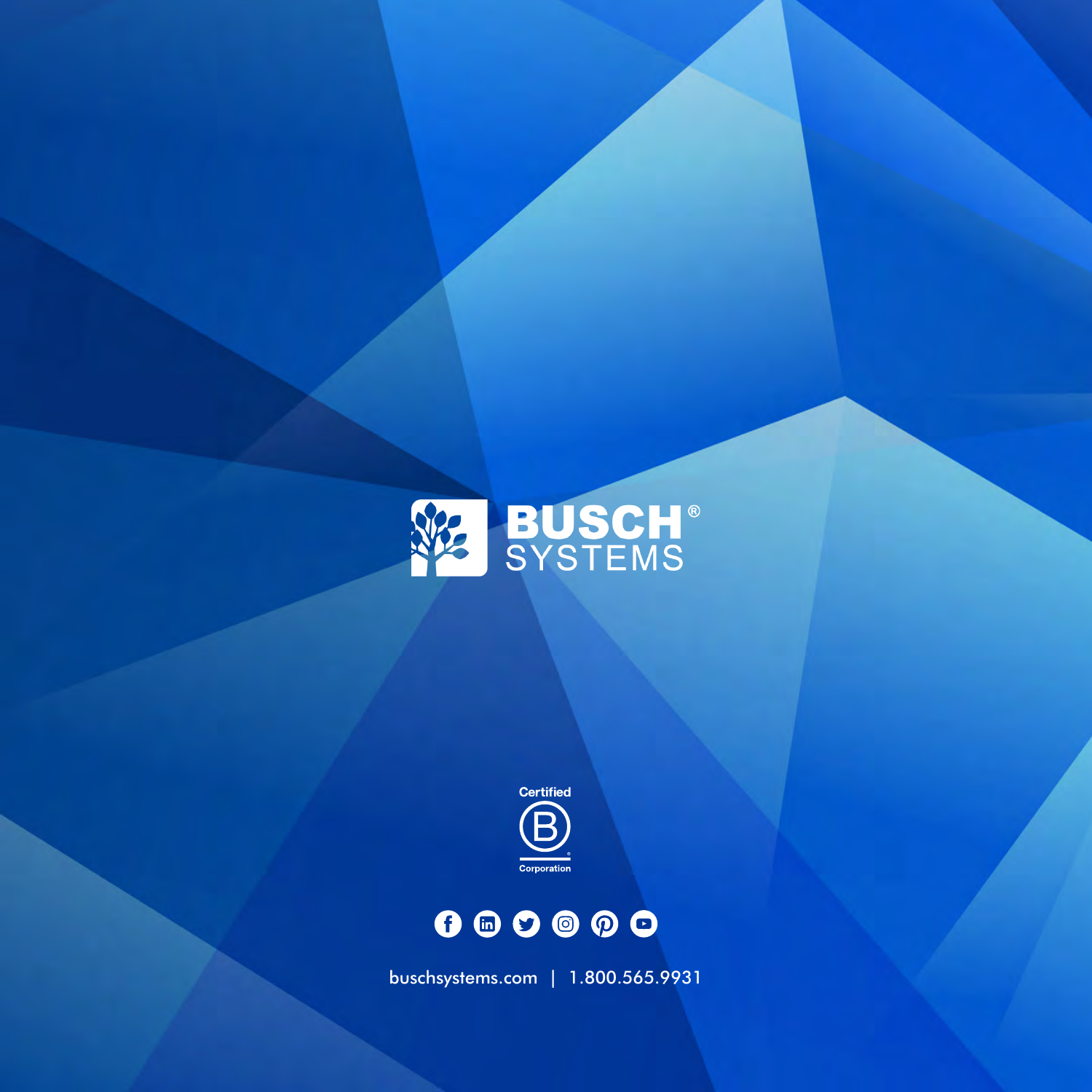BUSCH® SYSTEMS

Certified B Corporation

buschsystems.com | 1.800.565.9931